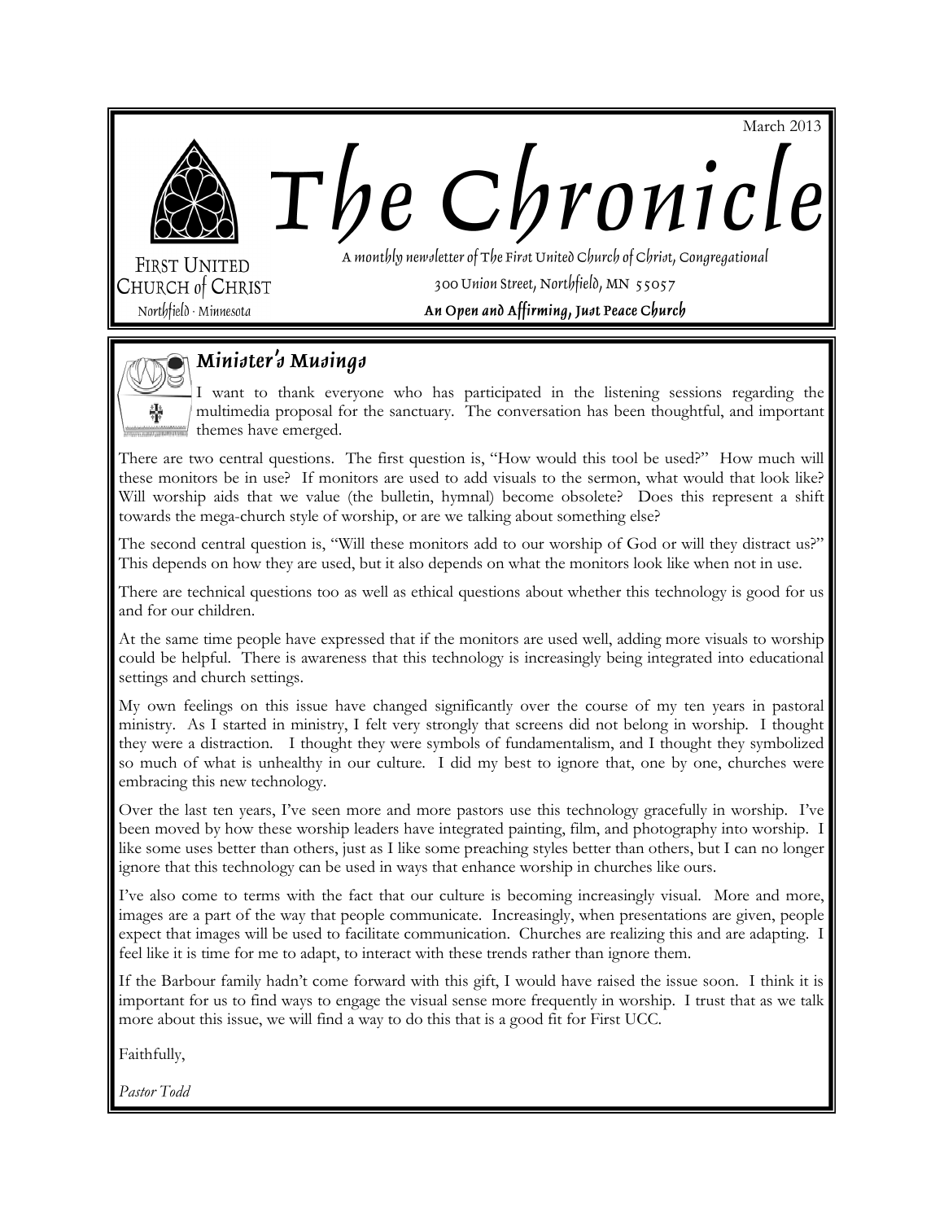March 2013

# The Chronicle

FIRST UNITED CHURCH of CHRIST
Northfield · Minnesota

A monthly newsletter of The First United Church of Christ, Congregational

300 Union Street, Northfield, MN 55057

**An Open and Affirming, Just Peace Church**

## *Minister's Musings*

I want to thank everyone who has participated in the listening sessions regarding the multimedia proposal for the sanctuary. The conversation has been thoughtful, and important themes have emerged.

There are two central questions. The first question is, "How would this tool be used?" How much will these monitors be in use? If monitors are used to add visuals to the sermon, what would that look like? Will worship aids that we value (the bulletin, hymnal) become obsolete? Does this represent a shift towards the mega-church style of worship, or are we talking about something else?

The second central question is, "Will these monitors add to our worship of God or will they distract us?" This depends on how they are used, but it also depends on what the monitors look like when not in use.

There are technical questions too as well as ethical questions about whether this technology is good for us and for our children.

At the same time people have expressed that if the monitors are used well, adding more visuals to worship could be helpful. There is awareness that this technology is increasingly being integrated into educational settings and church settings.

My own feelings on this issue have changed significantly over the course of my ten years in pastoral ministry. As I started in ministry, I felt very strongly that screens did not belong in worship. I thought they were a distraction. I thought they were symbols of fundamentalism, and I thought they symbolized so much of what is unhealthy in our culture. I did my best to ignore that, one by one, churches were embracing this new technology.

Over the last ten years, I've seen more and more pastors use this technology gracefully in worship. I've been moved by how these worship leaders have integrated painting, film, and photography into worship. I like some uses better than others, just as I like some preaching styles better than others, but I can no longer ignore that this technology can be used in ways that enhance worship in churches like ours.

I've also come to terms with the fact that our culture is becoming increasingly visual. More and more, images are a part of the way that people communicate. Increasingly, when presentations are given, people expect that images will be used to facilitate communication. Churches are realizing this and are adapting. I feel like it is time for me to adapt, to interact with these trends rather than ignore them.

If the Barbour family hadn't come forward with this gift, I would have raised the issue soon. I think it is important for us to find ways to engage the visual sense more frequently in worship. I trust that as we talk more about this issue, we will find a way to do this that is a good fit for First UCC.

Faithfully,

*Pastor Todd*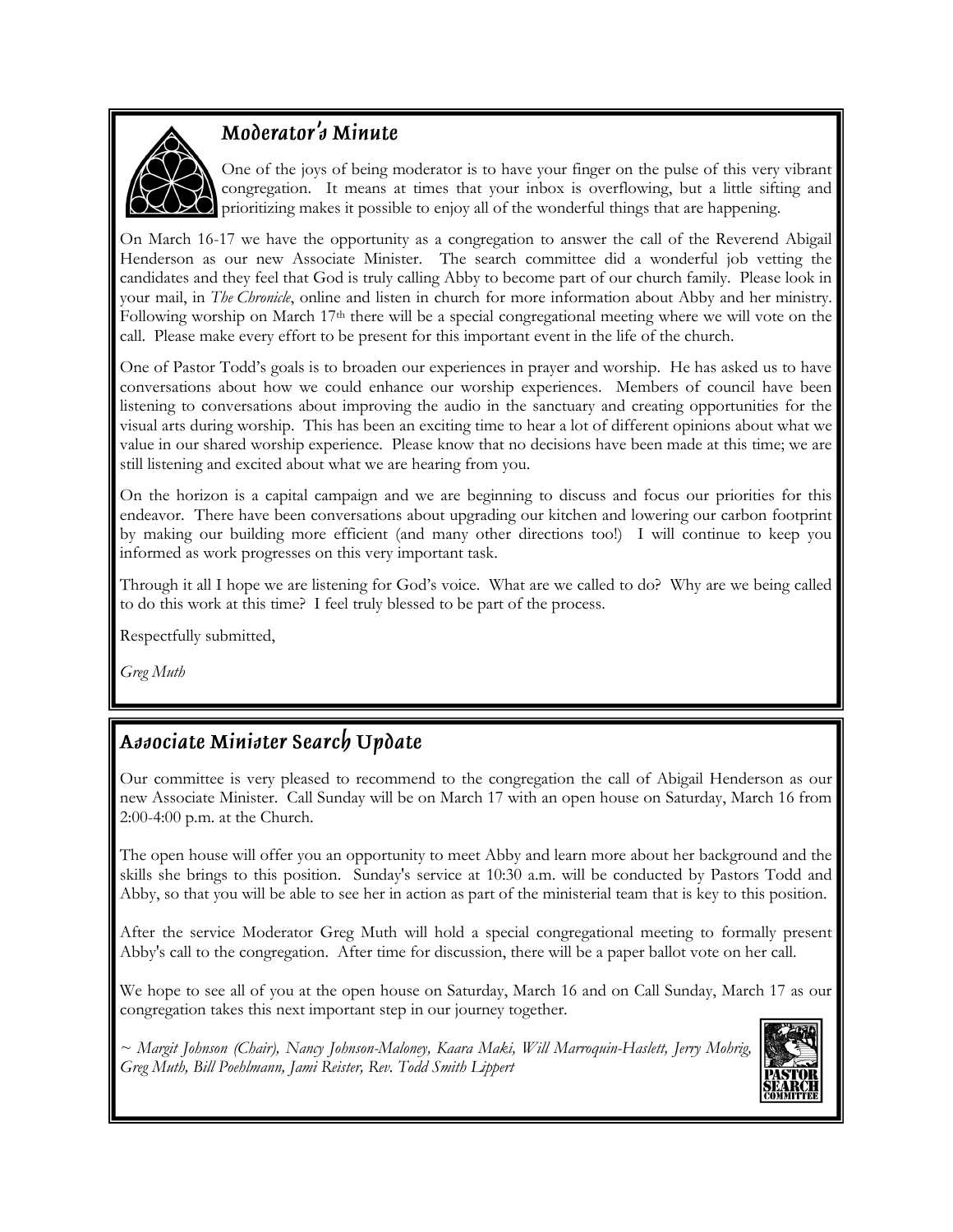## Moderator's Minute

One of the joys of being moderator is to have your finger on the pulse of this very vibrant congregation. It means at times that your inbox is overflowing, but a little sifting and prioritizing makes it possible to enjoy all of the wonderful things that are happening.

On March 16-17 we have the opportunity as a congregation to answer the call of the Reverend Abigail Henderson as our new Associate Minister. The search committee did a wonderful job vetting the candidates and they feel that God is truly calling Abby to become part of our church family. Please look in your mail, in *The Chronicle*, online and listen in church for more information about Abby and her ministry. Following worship on March 17th there will be a special congregational meeting where we will vote on the call. Please make every effort to be present for this important event in the life of the church.

One of Pastor Todd's goals is to broaden our experiences in prayer and worship. He has asked us to have conversations about how we could enhance our worship experiences. Members of council have been listening to conversations about improving the audio in the sanctuary and creating opportunities for the visual arts during worship. This has been an exciting time to hear a lot of different opinions about what we value in our shared worship experience. Please know that no decisions have been made at this time; we are still listening and excited about what we are hearing from you.

On the horizon is a capital campaign and we are beginning to discuss and focus our priorities for this endeavor. There have been conversations about upgrading our kitchen and lowering our carbon footprint by making our building more efficient (and many other directions too!) I will continue to keep you informed as work progresses on this very important task.

Through it all I hope we are listening for God's voice. What are we called to do? Why are we being called to do this work at this time? I feel truly blessed to be part of the process.

Respectfully submitted,

*Greg Muth*

## Associate Minister Search Update

Our committee is very pleased to recommend to the congregation the call of Abigail Henderson as our new Associate Minister. Call Sunday will be on March 17 with an open house on Saturday, March 16 from 2:00-4:00 p.m. at the Church.

The open house will offer you an opportunity to meet Abby and learn more about her background and the skills she brings to this position. Sunday's service at 10:30 a.m. will be conducted by Pastors Todd and Abby, so that you will be able to see her in action as part of the ministerial team that is key to this position.

After the service Moderator Greg Muth will hold a special congregational meeting to formally present Abby's call to the congregation. After time for discussion, there will be a paper ballot vote on her call.

We hope to see all of you at the open house on Saturday, March 16 and on Call Sunday, March 17 as our congregation takes this next important step in our journey together.

*~ Margit Johnson (Chair), Nancy Johnson-Maloney, Kaara Maki, Will Marroquin-Haslett, Jerry Mohrig, Greg Muth, Bill Poehlmann, Jami Reister, Rev. Todd Smith Lippert*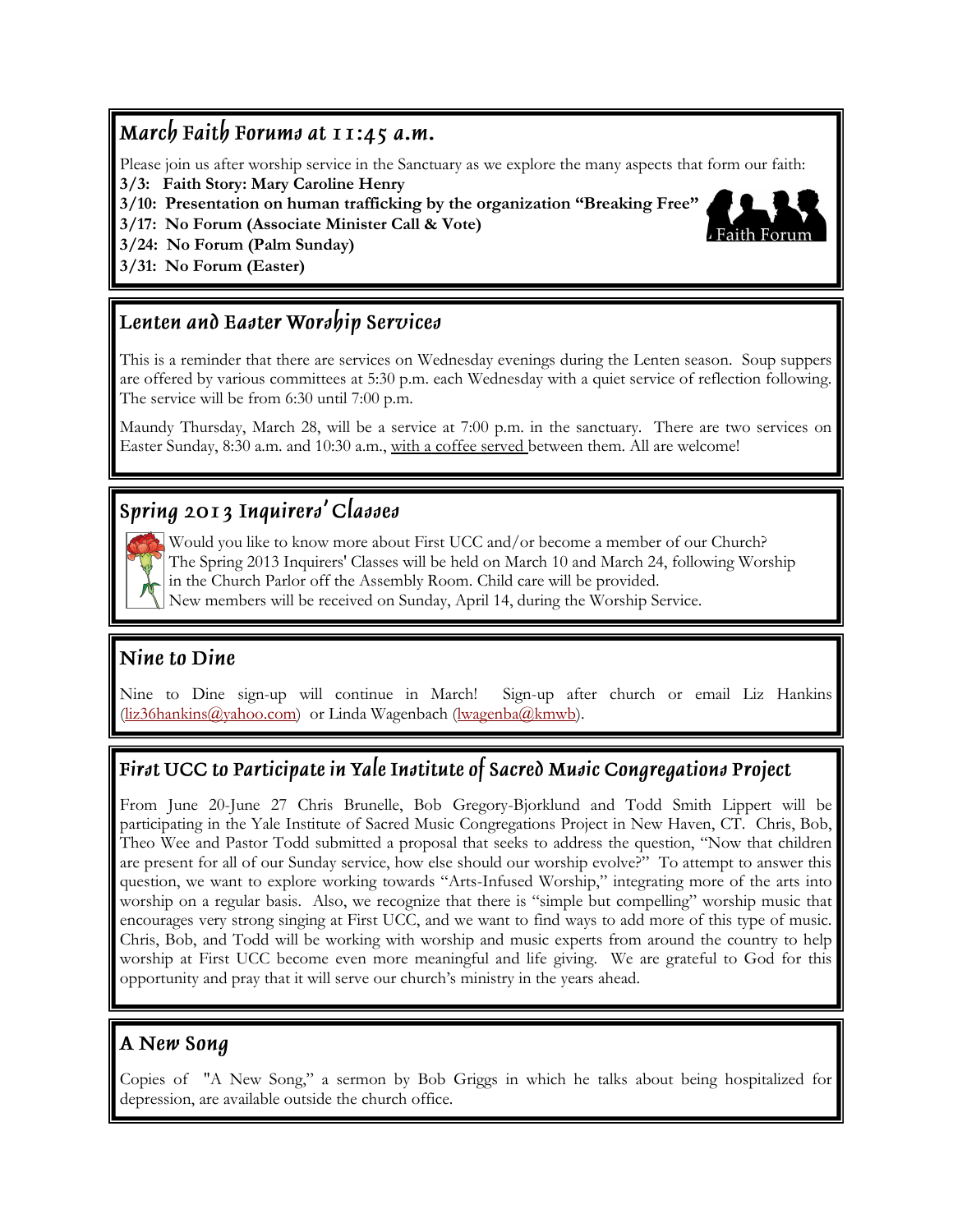## March Faith Forums at 11:45 a.m.

Please join us after worship service in the Sanctuary as we explore the many aspects that form our faith:

**3/3: Faith Story: Mary Caroline Henry**
**3/10: Presentation on human trafficking by the organization "Breaking Free"**
**3/17: No Forum (Associate Minister Call & Vote)**
**3/24: No Forum (Palm Sunday)**
**3/31: No Forum (Easter)**

## Lenten and Easter Worship Services

This is a reminder that there are services on Wednesday evenings during the Lenten season. Soup suppers are offered by various committees at 5:30 p.m. each Wednesday with a quiet service of reflection following. The service will be from 6:30 until 7:00 p.m.

Maundy Thursday, March 28, will be a service at 7:00 p.m. in the sanctuary. There are two services on Easter Sunday, 8:30 a.m. and 10:30 a.m., with a coffee served between them. All are welcome!

## Spring 2013 Inquirers' Classes

Would you like to know more about First UCC and/or become a member of our Church? The Spring 2013 Inquirers' Classes will be held on March 10 and March 24, following Worship in the Church Parlor off the Assembly Room. Child care will be provided. New members will be received on Sunday, April 14, during the Worship Service.

## Nine to Dine

Nine to Dine sign-up will continue in March! Sign-up after church or email Liz Hankins (liz36hankins@yahoo.com) or Linda Wagenbach (lwagenba@kmwb).

## First UCC to Participate in Yale Institute of Sacred Music Congregations Project

From June 20-June 27 Chris Brunelle, Bob Gregory-Bjorklund and Todd Smith Lippert will be participating in the Yale Institute of Sacred Music Congregations Project in New Haven, CT. Chris, Bob, Theo Wee and Pastor Todd submitted a proposal that seeks to address the question, "Now that children are present for all of our Sunday service, how else should our worship evolve?" To attempt to answer this question, we want to explore working towards "Arts-Infused Worship," integrating more of the arts into worship on a regular basis. Also, we recognize that there is "simple but compelling" worship music that encourages very strong singing at First UCC, and we want to find ways to add more of this type of music. Chris, Bob, and Todd will be working with worship and music experts from around the country to help worship at First UCC become even more meaningful and life giving. We are grateful to God for this opportunity and pray that it will serve our church's ministry in the years ahead.

## A New Song

Copies of "A New Song," a sermon by Bob Griggs in which he talks about being hospitalized for depression, are available outside the church office.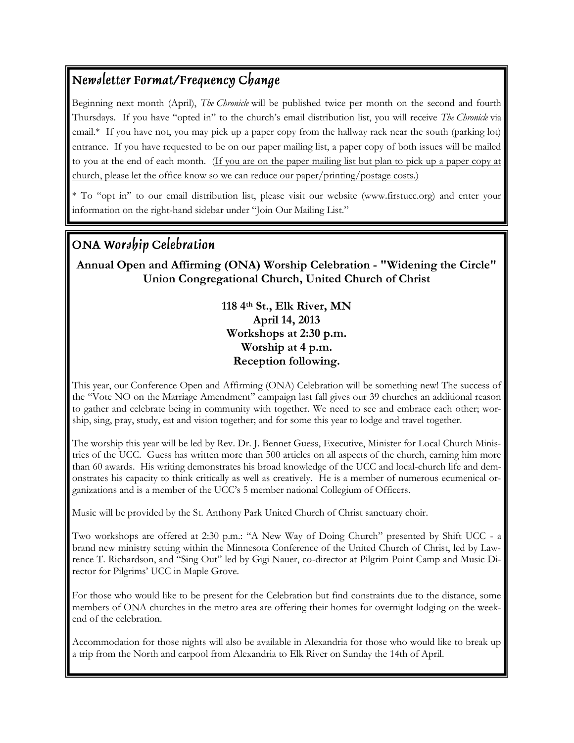## Newsletter Format/Frequency Change

Beginning next month (April), *The Chronicle* will be published twice per month on the second and fourth Thursdays. If you have "opted in" to the church's email distribution list, you will receive *The Chronicle* via email.* If you have not, you may pick up a paper copy from the hallway rack near the south (parking lot) entrance. If you have requested to be on our paper mailing list, a paper copy of both issues will be mailed to you at the end of each month. (<u>If you are on the paper mailing list but plan to pick up a paper copy at church, please let the office know so we can reduce our paper/printing/postage costs.)</u>

* To "opt in" to our email distribution list, please visit our website (www.firstucc.org) and enter your information on the right-hand sidebar under "Join Our Mailing List."

## ONA Worship Celebration

**Annual Open and Affirming (ONA) Worship Celebration - "Widening the Circle"**
**Union Congregational Church, United Church of Christ**

**118 4th St., Elk River, MN**
**April 14, 2013**
**Workshops at 2:30 p.m.**
**Worship at 4 p.m.**
**Reception following.**

This year, our Conference Open and Affirming (ONA) Celebration will be something new! The success of the "Vote NO on the Marriage Amendment" campaign last fall gives our 39 churches an additional reason to gather and celebrate being in community with together. We need to see and embrace each other; worship, sing, pray, study, eat and vision together; and for some this year to lodge and travel together.

The worship this year will be led by Rev. Dr. J. Bennet Guess, Executive, Minister for Local Church Ministries of the UCC. Guess has written more than 500 articles on all aspects of the church, earning him more than 60 awards. His writing demonstrates his broad knowledge of the UCC and local-church life and demonstrates his capacity to think critically as well as creatively. He is a member of numerous ecumenical organizations and is a member of the UCC's 5 member national Collegium of Officers.

Music will be provided by the St. Anthony Park United Church of Christ sanctuary choir.

Two workshops are offered at 2:30 p.m.: "A New Way of Doing Church" presented by Shift UCC - a brand new ministry setting within the Minnesota Conference of the United Church of Christ, led by Lawrence T. Richardson, and "Sing Out" led by Gigi Nauer, co-director at Pilgrim Point Camp and Music Director for Pilgrims' UCC in Maple Grove.

For those who would like to be present for the Celebration but find constraints due to the distance, some members of ONA churches in the metro area are offering their homes for overnight lodging on the weekend of the celebration.

Accommodation for those nights will also be available in Alexandria for those who would like to break up a trip from the North and carpool from Alexandria to Elk River on Sunday the 14th of April.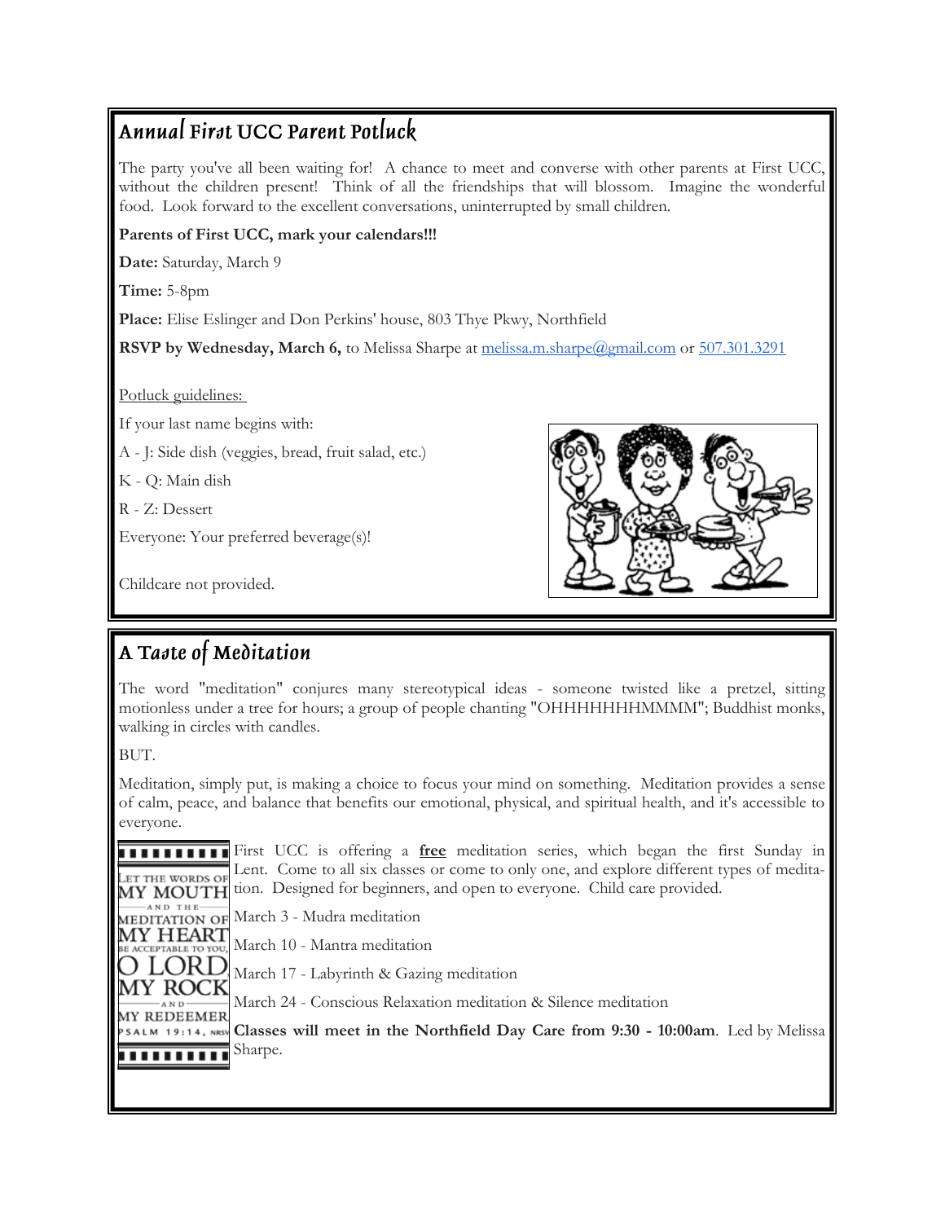## Annual First UCC Parent Potluck

The party you've all been waiting for! A chance to meet and converse with other parents at First UCC, without the children present! Think of all the friendships that will blossom. Imagine the wonderful food. Look forward to the excellent conversations, uninterrupted by small children.

**Parents of First UCC, mark your calendars!!!**

**Date:** Saturday, March 9

**Time:** 5-8pm

**Place:** Elise Eslinger and Don Perkins' house, 803 Thye Pkwy, Northfield

**RSVP by Wednesday, March 6,** to Melissa Sharpe at melissa.m.sharpe@gmail.com or 507.301.3291

Potluck guidelines:

If your last name begins with:

A - J: Side dish (veggies, bread, fruit salad, etc.)

K - Q: Main dish

R - Z: Dessert

Everyone: Your preferred beverage(s)!

Childcare not provided.

## A Taste of Meditation

The word "meditation" conjures many stereotypical ideas - someone twisted like a pretzel, sitting motionless under a tree for hours; a group of people chanting "OHHHHHHHMMMM"; Buddhist monks, walking in circles with candles.

BUT.

Meditation, simply put, is making a choice to focus your mind on something. Meditation provides a sense of calm, peace, and balance that benefits our emotional, physical, and spiritual health, and it's accessible to everyone.

LET THE WORDS OF MY MOUTH AND THE MEDITATION OF MY HEART BE ACCEPTABLE TO YOU, O LORD MY ROCK AND MY REDEEMER
PSALM 19:14, NRSV

First UCC is offering a **free** meditation series, which began the first Sunday in Lent. Come to all six classes or come to only one, and explore different types of meditation. Designed for beginners, and open to everyone. Child care provided.

March 3 - Mudra meditation

March 10 - Mantra meditation

March 17 - Labyrinth & Gazing meditation

March 24 - Conscious Relaxation meditation & Silence meditation

**Classes will meet in the Northfield Day Care from 9:30 - 10:00am**. Led by Melissa Sharpe.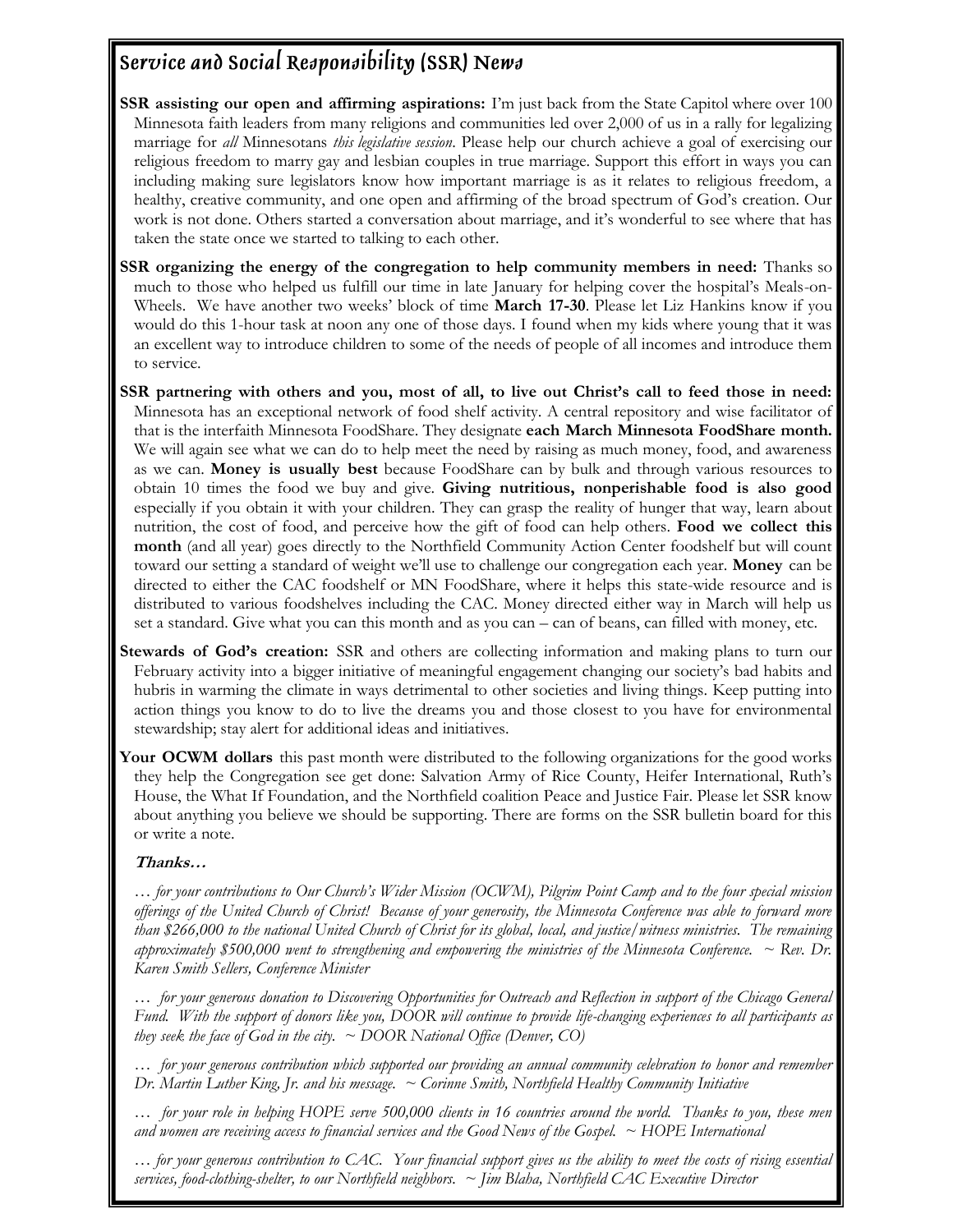## Service and Social Responsibility (SSR) News

**SSR assisting our open and affirming aspirations:** I'm just back from the State Capitol where over 100 Minnesota faith leaders from many religions and communities led over 2,000 of us in a rally for legalizing marriage for *all* Minnesotans *this legislative session*. Please help our church achieve a goal of exercising our religious freedom to marry gay and lesbian couples in true marriage. Support this effort in ways you can including making sure legislators know how important marriage is as it relates to religious freedom, a healthy, creative community, and one open and affirming of the broad spectrum of God's creation. Our work is not done. Others started a conversation about marriage, and it's wonderful to see where that has taken the state once we started to talking to each other.

**SSR organizing the energy of the congregation to help community members in need:** Thanks so much to those who helped us fulfill our time in late January for helping cover the hospital's Meals-on-Wheels. We have another two weeks' block of time **March 17-30**. Please let Liz Hankins know if you would do this 1-hour task at noon any one of those days. I found when my kids where young that it was an excellent way to introduce children to some of the needs of people of all incomes and introduce them to service.

**SSR partnering with others and you, most of all, to live out Christ's call to feed those in need:** Minnesota has an exceptional network of food shelf activity. A central repository and wise facilitator of that is the interfaith Minnesota FoodShare. They designate **each March Minnesota FoodShare month.** We will again see what we can do to help meet the need by raising as much money, food, and awareness as we can. **Money is usually best** because FoodShare can by bulk and through various resources to obtain 10 times the food we buy and give. **Giving nutritious, nonperishable food is also good** especially if you obtain it with your children. They can grasp the reality of hunger that way, learn about nutrition, the cost of food, and perceive how the gift of food can help others. **Food we collect this month** (and all year) goes directly to the Northfield Community Action Center foodshelf but will count toward our setting a standard of weight we'll use to challenge our congregation each year. **Money** can be directed to either the CAC foodshelf or MN FoodShare, where it helps this state-wide resource and is distributed to various foodshelves including the CAC. Money directed either way in March will help us set a standard. Give what you can this month and as you can – can of beans, can filled with money, etc.

**Stewards of God's creation:** SSR and others are collecting information and making plans to turn our February activity into a bigger initiative of meaningful engagement changing our society's bad habits and hubris in warming the climate in ways detrimental to other societies and living things. Keep putting into action things you know to do to live the dreams you and those closest to you have for environmental stewardship; stay alert for additional ideas and initiatives.

**Your OCWM dollars** this past month were distributed to the following organizations for the good works they help the Congregation see get done: Salvation Army of Rice County, Heifer International, Ruth's House, the What If Foundation, and the Northfield coalition Peace and Justice Fair. Please let SSR know about anything you believe we should be supporting. There are forms on the SSR bulletin board for this or write a note.

***Thanks…***

*… for your contributions to Our Church's Wider Mission (OCWM), Pilgrim Point Camp and to the four special mission offerings of the United Church of Christ! Because of your generosity, the Minnesota Conference was able to forward more than $266,000 to the national United Church of Christ for its global, local, and justice/witness ministries. The remaining approximately $500,000 went to strengthening and empowering the ministries of the Minnesota Conference. ~ Rev. Dr. Karen Smith Sellers, Conference Minister*

*… for your generous donation to Discovering Opportunities for Outreach and Reflection in support of the Chicago General Fund. With the support of donors like you, DOOR will continue to provide life-changing experiences to all participants as they seek the face of God in the city. ~ DOOR National Office (Denver, CO)*

*… for your generous contribution which supported our providing an annual community celebration to honor and remember Dr. Martin Luther King, Jr. and his message. ~ Corinne Smith, Northfield Healthy Community Initiative*

*… for your role in helping HOPE serve 500,000 clients in 16 countries around the world. Thanks to you, these men and women are receiving access to financial services and the Good News of the Gospel. ~ HOPE International*

*… for your generous contribution to CAC. Your financial support gives us the ability to meet the costs of rising essential services, food-clothing-shelter, to our Northfield neighbors. ~ Jim Blaha, Northfield CAC Executive Director*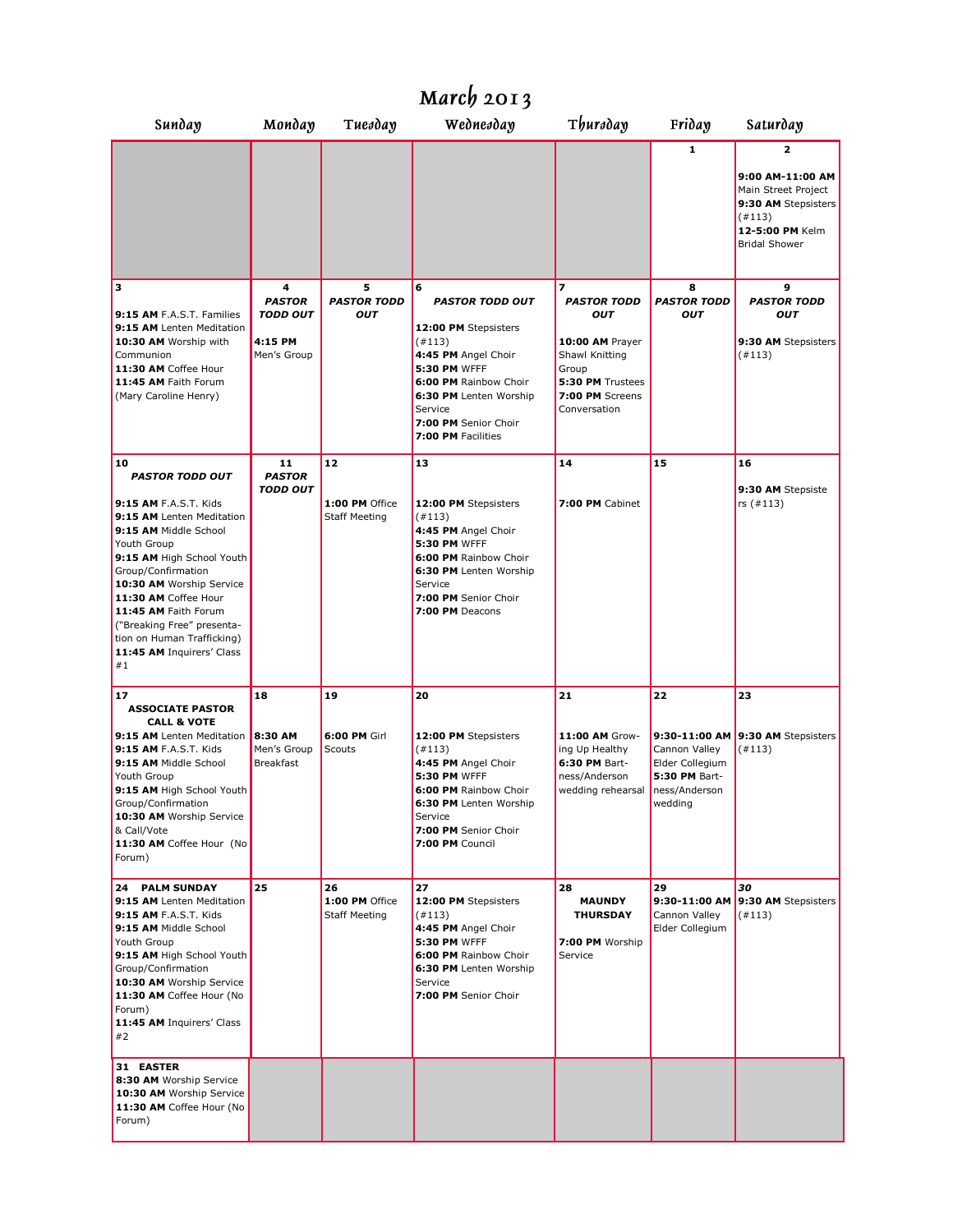# March 2013

| Sunday | Monday | Tuesday | Wednesday | Thursday | Friday | Saturday |
|---|---|---|---|---|---|---|
| | | | | | 1 | 2<br><br>**9:00 AM-11:00 AM** Main Street Project<br>**9:30 AM** Stepsisters (#113)<br>**12-5:00 PM** Kelm Bridal Shower |
| 3<br><br>**9:15 AM** F.A.S.T. Families<br>**9:15 AM** Lenten Meditation<br>**10:30 AM** Worship with Communion<br>**11:30 AM** Coffee Hour<br>**11:45 AM** Faith Forum (Mary Caroline Henry) | 4<br>***PASTOR TODD OUT***<br><br>**4:15 PM** Men's Group | 5<br>***PASTOR TODD OUT*** | 6<br>***PASTOR TODD OUT***<br><br>**12:00 PM** Stepsisters (#113)<br>**4:45 PM** Angel Choir<br>**5:30 PM** WFFF<br>**6:00 PM** Rainbow Choir<br>**6:30 PM** Lenten Worship Service<br>**7:00 PM** Senior Choir<br>**7:00 PM** Facilities | 7<br>***PASTOR TODD OUT***<br><br>**10:00 AM** Prayer Shawl Knitting Group<br>**5:30 PM** Trustees<br>**7:00 PM** Screens Conversation | 8<br>***PASTOR TODD OUT*** | 9<br>***PASTOR TODD OUT***<br><br>**9:30 AM** Stepsisters (#113) |
| 10<br>***PASTOR TODD OUT***<br><br>**9:15 AM** F.A.S.T. Kids<br>**9:15 AM** Lenten Meditation<br>**9:15 AM** Middle School Youth Group<br>**9:15 AM** High School Youth Group/Confirmation<br>**10:30 AM** Worship Service<br>**11:30 AM** Coffee Hour<br>**11:45 AM** Faith Forum ("Breaking Free" presentation on Human Trafficking)<br>**11:45 AM** Inquirers' Class #1 | 11<br>***PASTOR TODD OUT*** | 12<br><br>**1:00 PM** Office Staff Meeting | 13<br><br>**12:00 PM** Stepsisters (#113)<br>**4:45 PM** Angel Choir<br>**5:30 PM** WFFF<br>**6:00 PM** Rainbow Choir<br>**6:30 PM** Lenten Worship Service<br>**7:00 PM** Senior Choir<br>**7:00 PM** Deacons | 14<br><br>**7:00 PM** Cabinet | 15 | 16<br><br>**9:30 AM** Stepsisters (#113) |
| 17<br>**ASSOCIATE PASTOR CALL & VOTE**<br>**9:15 AM** Lenten Meditation<br>**9:15 AM** F.A.S.T. Kids<br>**9:15 AM** Middle School Youth Group<br>**9:15 AM** High School Youth Group/Confirmation<br>**10:30 AM** Worship Service & Call/Vote<br>**11:30 AM** Coffee Hour (No Forum) | 18<br><br>**8:30 AM** Men's Group Breakfast | 19<br><br>**6:00 PM** Girl Scouts | 20<br><br>**12:00 PM** Stepsisters (#113)<br>**4:45 PM** Angel Choir<br>**5:30 PM** WFFF<br>**6:00 PM** Rainbow Choir<br>**6:30 PM** Lenten Worship Service<br>**7:00 PM** Senior Choir<br>**7:00 PM** Council | 21<br><br>**11:00 AM** Growing Up Healthy<br>**6:30 PM** Bartness/Anderson wedding rehearsal | 22<br><br>**9:30-11:00 AM** Cannon Valley Elder Collegium<br>**5:30 PM** Bartness/Anderson wedding | 23<br><br>**9:30 AM** Stepsisters (#113) |
| 24 **PALM SUNDAY**<br>**9:15 AM** Lenten Meditation<br>**9:15 AM** F.A.S.T. Kids<br>**9:15 AM** Middle School Youth Group<br>**9:15 AM** High School Youth Group/Confirmation<br>**10:30 AM** Worship Service<br>**11:30 AM** Coffee Hour (No Forum)<br>**11:45 AM** Inquirers' Class #2 | 25 | 26<br>**1:00 PM** Office Staff Meeting | 27<br>**12:00 PM** Stepsisters (#113)<br>**4:45 PM** Angel Choir<br>**5:30 PM** WFFF<br>**6:00 PM** Rainbow Choir<br>**6:30 PM** Lenten Worship Service<br>**7:00 PM** Senior Choir | 28<br>**MAUNDY THURSDAY**<br><br>**7:00 PM** Worship Service | 29<br>**9:30-11:00 AM** Cannon Valley Elder Collegium | *30*<br>**9:30 AM** Stepsisters (#113) |
| 31 **EASTER**<br>**8:30 AM** Worship Service<br>**10:30 AM** Worship Service<br>**11:30 AM** Coffee Hour (No Forum) | | | | | | |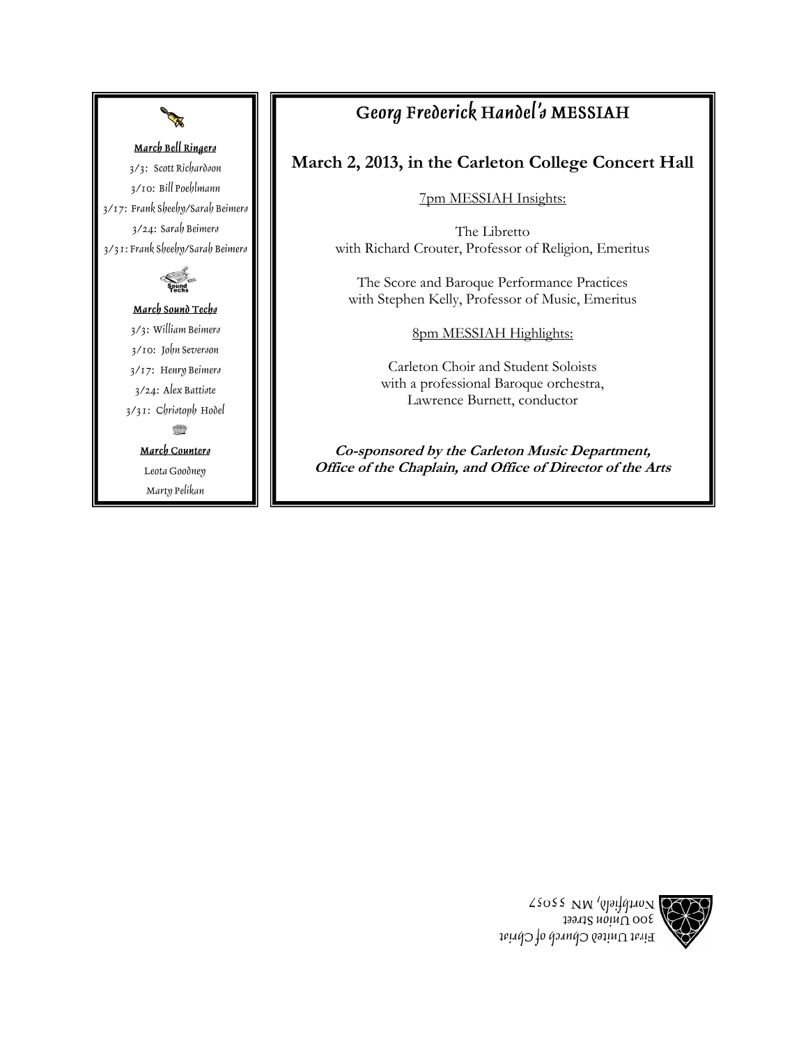**March Bell Ringers**

3/3: Scott Richardson

3/10: Bill Poehlmann

3/17: Frank Sheehy/Sarah Beimers

3/24: Sarah Beimers

3/31: Frank Sheehy/Sarah Beimers

**March Sound Techs**

3/3: William Beimers

3/10: John Severson

3/17: Henry Beimers

3/24: Alex Battiste

3/31: Christoph Hodel

**March Counters**

Leota Goodney

Marty Pelikan

## Georg Frederick Handel's MESSIAH

### March 2, 2013, in the Carleton College Concert Hall

7pm MESSIAH Insights:

The Libretto
with Richard Crouter, Professor of Religion, Emeritus

The Score and Baroque Performance Practices
with Stephen Kelly, Professor of Music, Emeritus

8pm MESSIAH Highlights:

Carleton Choir and Student Soloists
with a professional Baroque orchestra,
Lawrence Burnett, conductor

***Co-sponsored by the Carleton Music Department, Office of the Chaplain, and Office of Director of the Arts***

First United Church of Christ
300 Union Street
Northfield, MN 55057